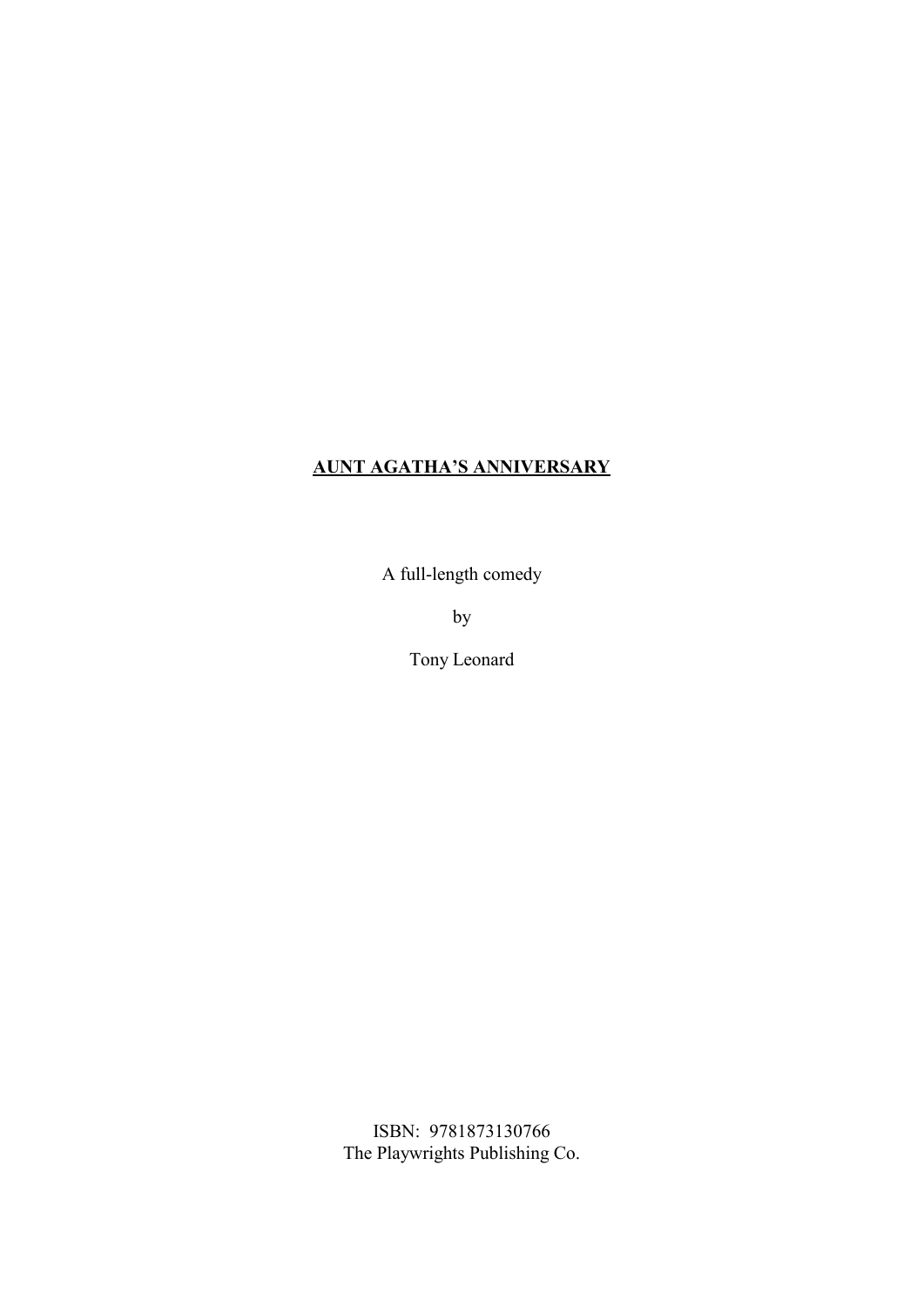# <u>AUNT AGATHA'S ANNIVERSARY</u>

A full-length comedy

by

Tony Leonard

ISBN: 9781873130766
The Playwrights Publishing Co.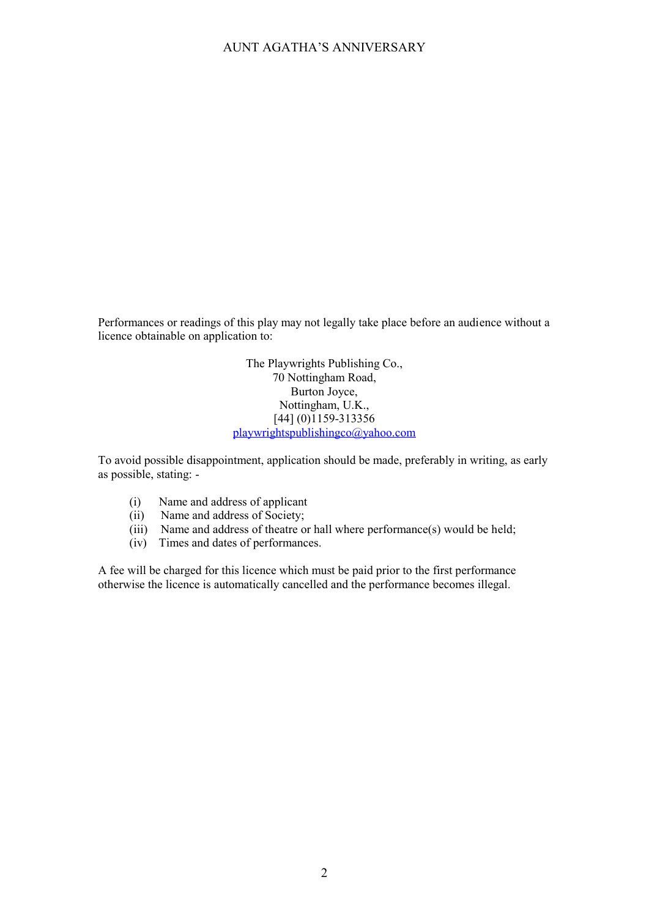Performances or readings of this play may not legally take place before an audience without a licence obtainable on application to:

The Playwrights Publishing Co.,
70 Nottingham Road,
Burton Joyce,
Nottingham, U.K.,
[44] (0)1159-313356
playwrightspublishingco@yahoo.com

To avoid possible disappointment, application should be made, preferably in writing, as early as possible, stating: -

(i) Name and address of applicant
(ii) Name and address of Society;
(iii) Name and address of theatre or hall where performance(s) would be held;
(iv) Times and dates of performances.

A fee will be charged for this licence which must be paid prior to the first performance otherwise the licence is automatically cancelled and the performance becomes illegal.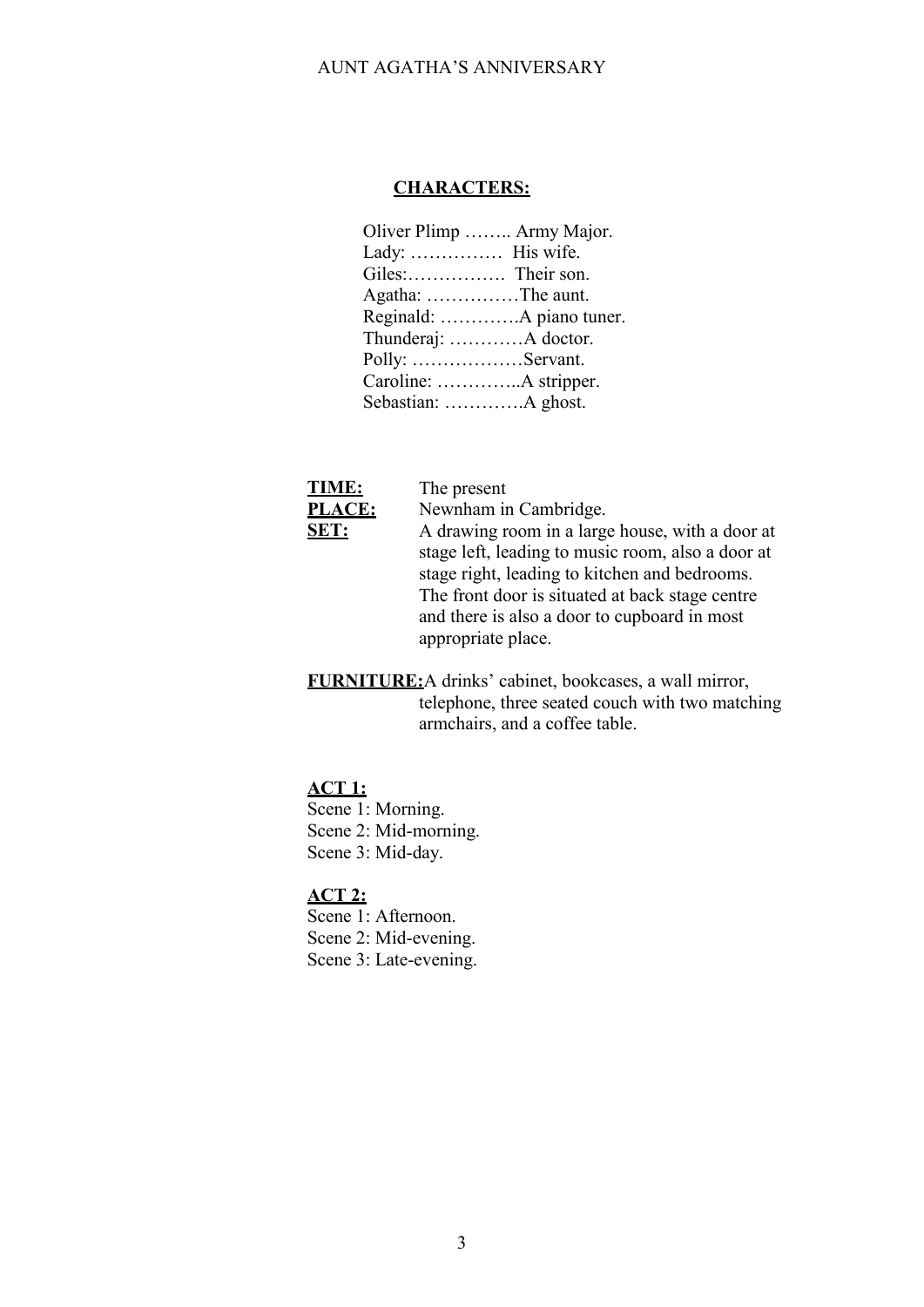**CHARACTERS:**

Oliver Plimp …….. Army Major.
Lady: …………… His wife.
Giles:……………. Their son.
Agatha: ……………The aunt.
Reginald: ………….A piano tuner.
Thunderaj: …………A doctor.
Polly: ………………Servant.
Caroline: …………..A stripper.
Sebastian: ………….A ghost.

**TIME:** The present

**PLACE:** Newnham in Cambridge.

**SET:** A drawing room in a large house, with a door at stage left, leading to music room, also a door at stage right, leading to kitchen and bedrooms. The front door is situated at back stage centre and there is also a door to cupboard in most appropriate place.

**FURNITURE:** A drinks' cabinet, bookcases, a wall mirror, telephone, three seated couch with two matching armchairs, and a coffee table.

**ACT 1:**

Scene 1: Morning.
Scene 2: Mid-morning.
Scene 3: Mid-day.

**ACT 2:**

Scene 1: Afternoon.
Scene 2: Mid-evening.
Scene 3: Late-evening.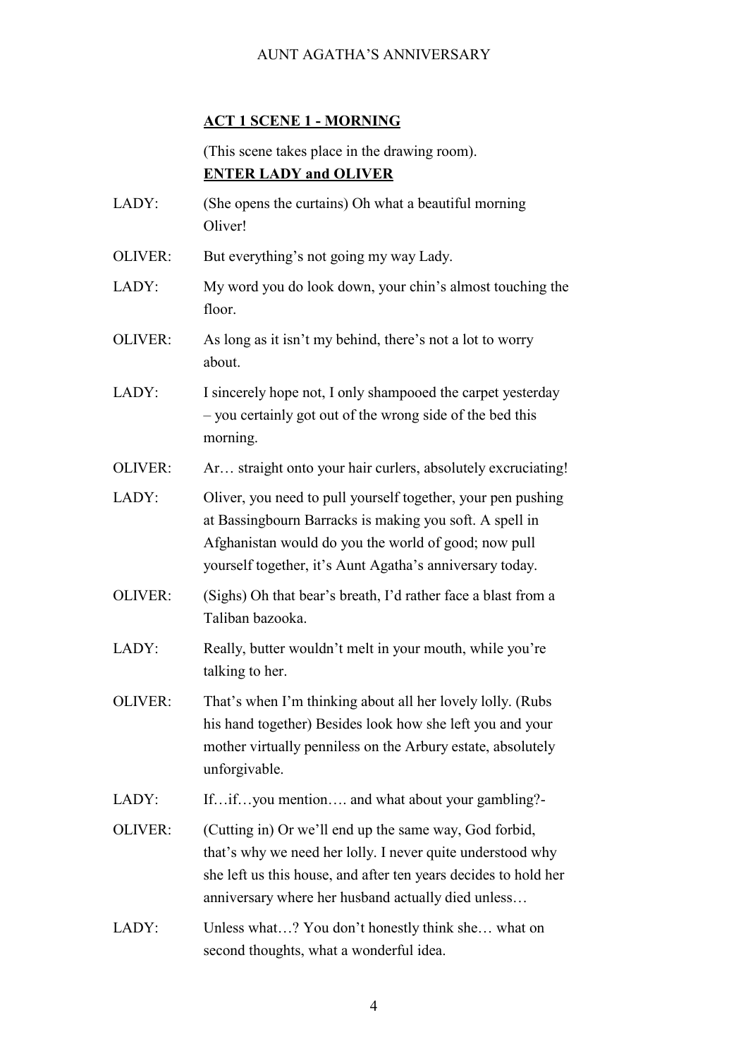## **ACT 1 SCENE 1 - MORNING**

(This scene takes place in the drawing room).

**ENTER LADY and OLIVER**

LADY: (She opens the curtains) Oh what a beautiful morning Oliver!

OLIVER: But everything's not going my way Lady.

LADY: My word you do look down, your chin's almost touching the floor.

OLIVER: As long as it isn't my behind, there's not a lot to worry about.

LADY: I sincerely hope not, I only shampooed the carpet yesterday – you certainly got out of the wrong side of the bed this morning.

OLIVER: Ar… straight onto your hair curlers, absolutely excruciating!

LADY: Oliver, you need to pull yourself together, your pen pushing at Bassingbourn Barracks is making you soft. A spell in Afghanistan would do you the world of good; now pull yourself together, it's Aunt Agatha's anniversary today.

OLIVER: (Sighs) Oh that bear's breath, I'd rather face a blast from a Taliban bazooka.

LADY: Really, butter wouldn't melt in your mouth, while you're talking to her.

OLIVER: That's when I'm thinking about all her lovely lolly. (Rubs his hand together) Besides look how she left you and your mother virtually penniless on the Arbury estate, absolutely unforgivable.

LADY: If…if…you mention…. and what about your gambling?-

OLIVER: (Cutting in) Or we'll end up the same way, God forbid, that's why we need her lolly. I never quite understood why she left us this house, and after ten years decides to hold her anniversary where her husband actually died unless…

LADY: Unless what…? You don't honestly think she… what on second thoughts, what a wonderful idea.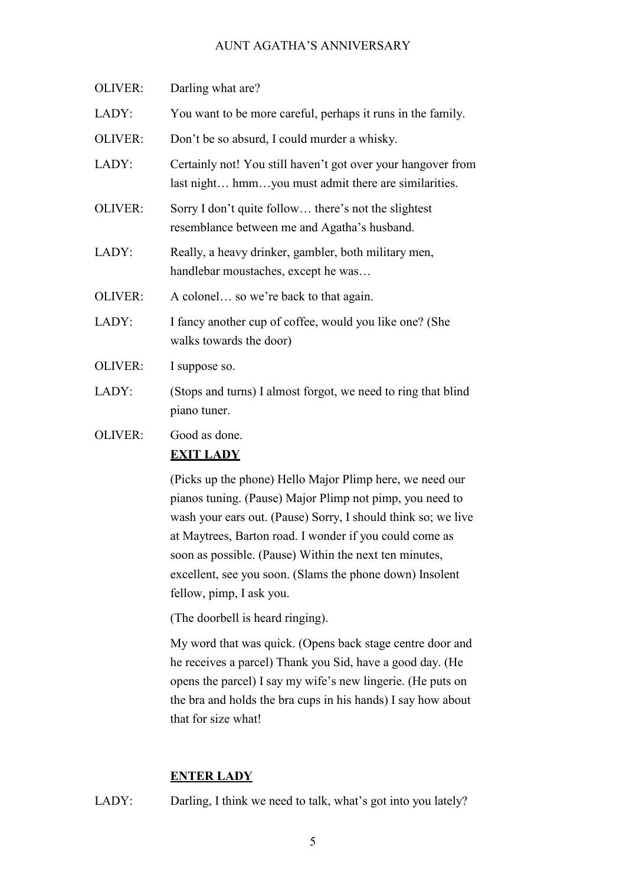OLIVER: Darling what are?

LADY: You want to be more careful, perhaps it runs in the family.

OLIVER: Don't be so absurd, I could murder a whisky.

LADY: Certainly not! You still haven't got over your hangover from last night… hmm…you must admit there are similarities.

OLIVER: Sorry I don't quite follow… there's not the slightest resemblance between me and Agatha's husband.

LADY: Really, a heavy drinker, gambler, both military men, handlebar moustaches, except he was…

OLIVER: A colonel… so we're back to that again.

LADY: I fancy another cup of coffee, would you like one? (She walks towards the door)

OLIVER: I suppose so.

LADY: (Stops and turns) I almost forgot, we need to ring that blind piano tuner.

OLIVER: Good as done.

**EXIT LADY**

(Picks up the phone) Hello Major Plimp here, we need our pianos tuning. (Pause) Major Plimp not pimp, you need to wash your ears out. (Pause) Sorry, I should think so; we live at Maytrees, Barton road. I wonder if you could come as soon as possible. (Pause) Within the next ten minutes, excellent, see you soon. (Slams the phone down) Insolent fellow, pimp, I ask you.

(The doorbell is heard ringing).

My word that was quick. (Opens back stage centre door and he receives a parcel) Thank you Sid, have a good day. (He opens the parcel) I say my wife's new lingerie. (He puts on the bra and holds the bra cups in his hands) I say how about that for size what!

**ENTER LADY**

LADY: Darling, I think we need to talk, what's got into you lately?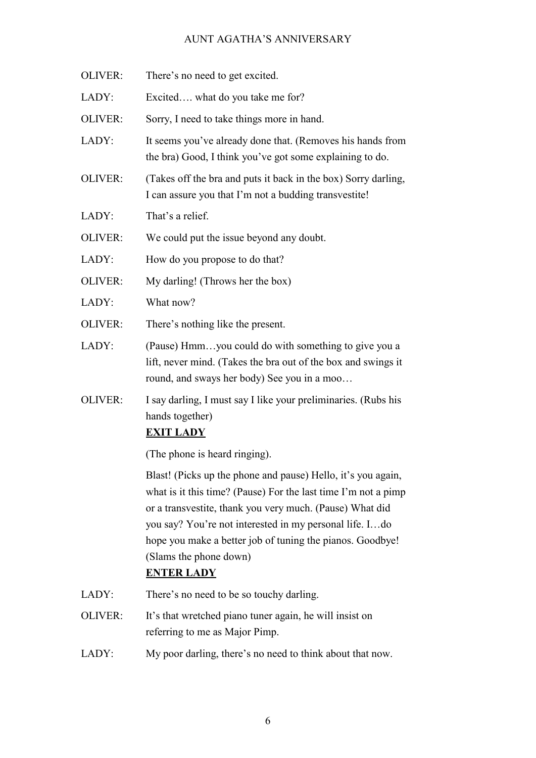OLIVER: There's no need to get excited.

LADY: Excited…. what do you take me for?

OLIVER: Sorry, I need to take things more in hand.

LADY: It seems you've already done that. (Removes his hands from the bra) Good, I think you've got some explaining to do.

OLIVER: (Takes off the bra and puts it back in the box) Sorry darling, I can assure you that I'm not a budding transvestite!

LADY: That's a relief.

OLIVER: We could put the issue beyond any doubt.

LADY: How do you propose to do that?

OLIVER: My darling! (Throws her the box)

LADY: What now?

OLIVER: There's nothing like the present.

LADY: (Pause) Hmm…you could do with something to give you a lift, never mind. (Takes the bra out of the box and swings it round, and sways her body) See you in a moo…

OLIVER: I say darling, I must say I like your preliminaries. (Rubs his hands together)

**<u>EXIT LADY</u>**

(The phone is heard ringing).

Blast! (Picks up the phone and pause) Hello, it's you again, what is it this time? (Pause) For the last time I'm not a pimp or a transvestite, thank you very much. (Pause) What did you say? You're not interested in my personal life. I…do hope you make a better job of tuning the pianos. Goodbye! (Slams the phone down)

**<u>ENTER LADY</u>**

LADY: There's no need to be so touchy darling.

OLIVER: It's that wretched piano tuner again, he will insist on referring to me as Major Pimp.

LADY: My poor darling, there's no need to think about that now.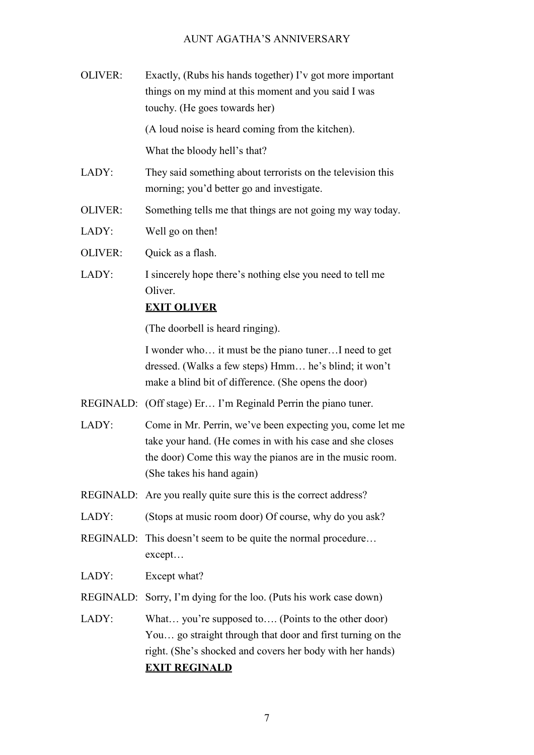OLIVER: Exactly, (Rubs his hands together) I'v got more important things on my mind at this moment and you said I was touchy. (He goes towards her)

(A loud noise is heard coming from the kitchen).

What the bloody hell's that?

LADY: They said something about terrorists on the television this morning; you'd better go and investigate.

OLIVER: Something tells me that things are not going my way today.

LADY: Well go on then!

OLIVER: Quick as a flash.

LADY: I sincerely hope there's nothing else you need to tell me Oliver.

**EXIT OLIVER**

(The doorbell is heard ringing).

I wonder who… it must be the piano tuner…I need to get dressed. (Walks a few steps) Hmm… he's blind; it won't make a blind bit of difference. (She opens the door)

REGINALD: (Off stage) Er… I'm Reginald Perrin the piano tuner.

LADY: Come in Mr. Perrin, we've been expecting you, come let me take your hand. (He comes in with his case and she closes the door) Come this way the pianos are in the music room. (She takes his hand again)

REGINALD: Are you really quite sure this is the correct address?

LADY: (Stops at music room door) Of course, why do you ask?

REGINALD: This doesn't seem to be quite the normal procedure… except…

LADY: Except what?

REGINALD: Sorry, I'm dying for the loo. (Puts his work case down)

LADY: What… you're supposed to…. (Points to the other door) You… go straight through that door and first turning on the right. (She's shocked and covers her body with her hands)

**EXIT REGINALD**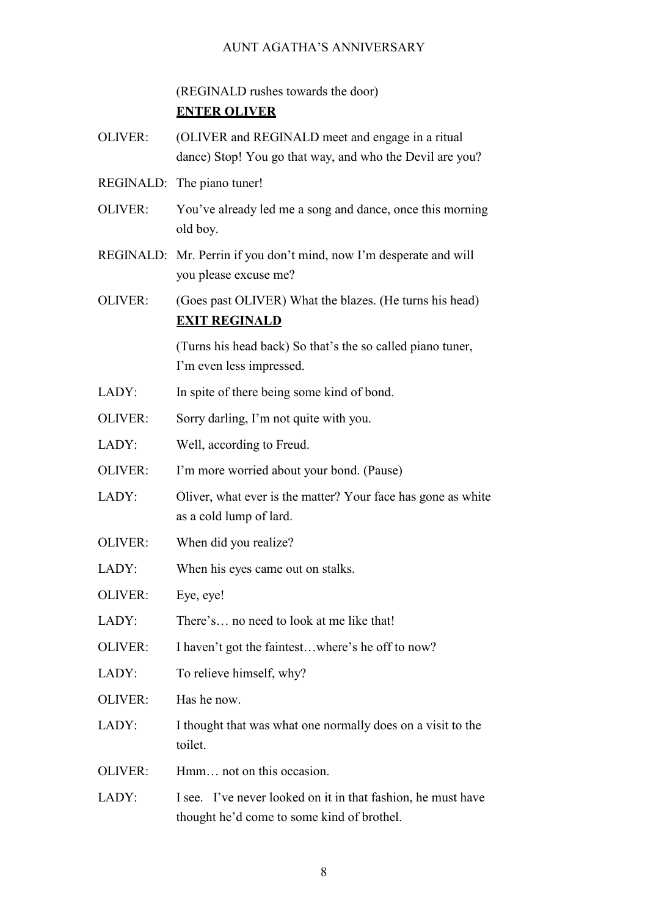(REGINALD rushes towards the door)

**ENTER OLIVER**

OLIVER: (OLIVER and REGINALD meet and engage in a ritual dance) Stop! You go that way, and who the Devil are you?

REGINALD: The piano tuner!

OLIVER: You've already led me a song and dance, once this morning old boy.

REGINALD: Mr. Perrin if you don't mind, now I'm desperate and will you please excuse me?

OLIVER: (Goes past OLIVER) What the blazes. (He turns his head)

**EXIT REGINALD**

(Turns his head back) So that's the so called piano tuner, I'm even less impressed.

LADY: In spite of there being some kind of bond.

OLIVER: Sorry darling, I'm not quite with you.

LADY: Well, according to Freud.

OLIVER: I'm more worried about your bond. (Pause)

LADY: Oliver, what ever is the matter? Your face has gone as white as a cold lump of lard.

OLIVER: When did you realize?

LADY: When his eyes came out on stalks.

OLIVER: Eye, eye!

LADY: There's… no need to look at me like that!

OLIVER: I haven't got the faintest…where's he off to now?

LADY: To relieve himself, why?

OLIVER: Has he now.

LADY: I thought that was what one normally does on a visit to the toilet.

OLIVER: Hmm… not on this occasion.

LADY: I see. I've never looked on it in that fashion, he must have thought he'd come to some kind of brothel.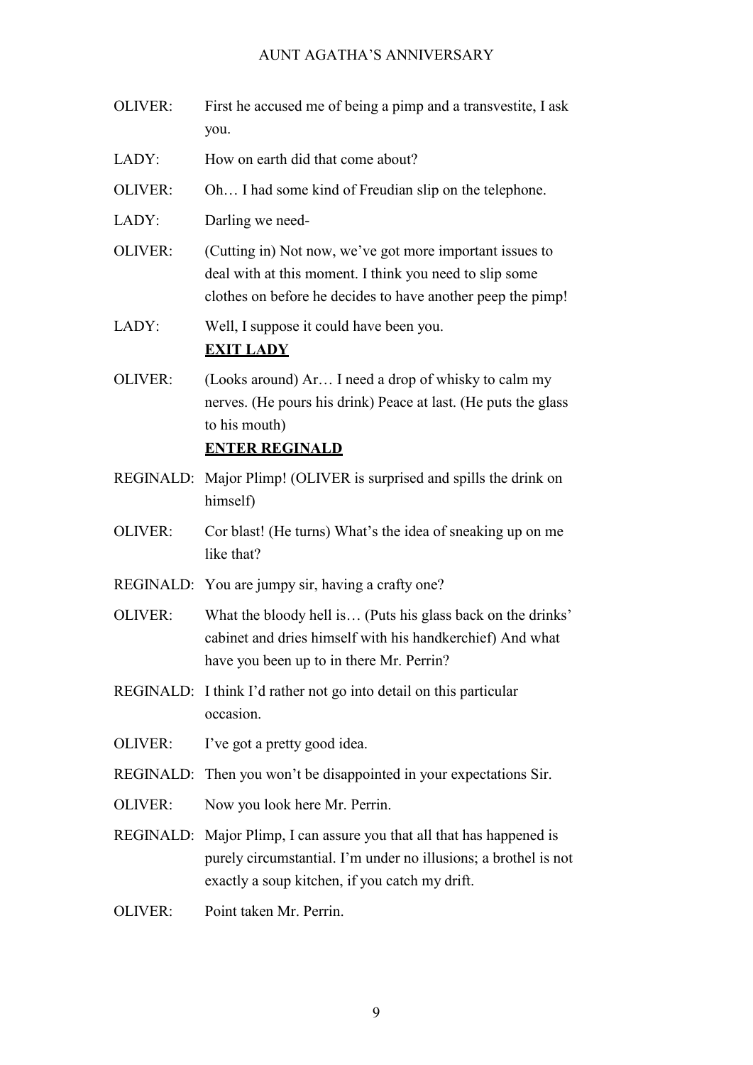OLIVER: First he accused me of being a pimp and a transvestite, I ask you.

LADY: How on earth did that come about?

OLIVER: Oh… I had some kind of Freudian slip on the telephone.

LADY: Darling we need-

OLIVER: (Cutting in) Not now, we've got more important issues to deal with at this moment. I think you need to slip some clothes on before he decides to have another peep the pimp!

LADY: Well, I suppose it could have been you.

**EXIT LADY**

OLIVER: (Looks around) Ar… I need a drop of whisky to calm my nerves. (He pours his drink) Peace at last. (He puts the glass to his mouth)

**ENTER REGINALD**

REGINALD: Major Plimp! (OLIVER is surprised and spills the drink on himself)

OLIVER: Cor blast! (He turns) What's the idea of sneaking up on me like that?

REGINALD: You are jumpy sir, having a crafty one?

OLIVER: What the bloody hell is… (Puts his glass back on the drinks' cabinet and dries himself with his handkerchief) And what have you been up to in there Mr. Perrin?

REGINALD: I think I'd rather not go into detail on this particular occasion.

OLIVER: I've got a pretty good idea.

REGINALD: Then you won't be disappointed in your expectations Sir.

OLIVER: Now you look here Mr. Perrin.

REGINALD: Major Plimp, I can assure you that all that has happened is purely circumstantial. I'm under no illusions; a brothel is not exactly a soup kitchen, if you catch my drift.

OLIVER: Point taken Mr. Perrin.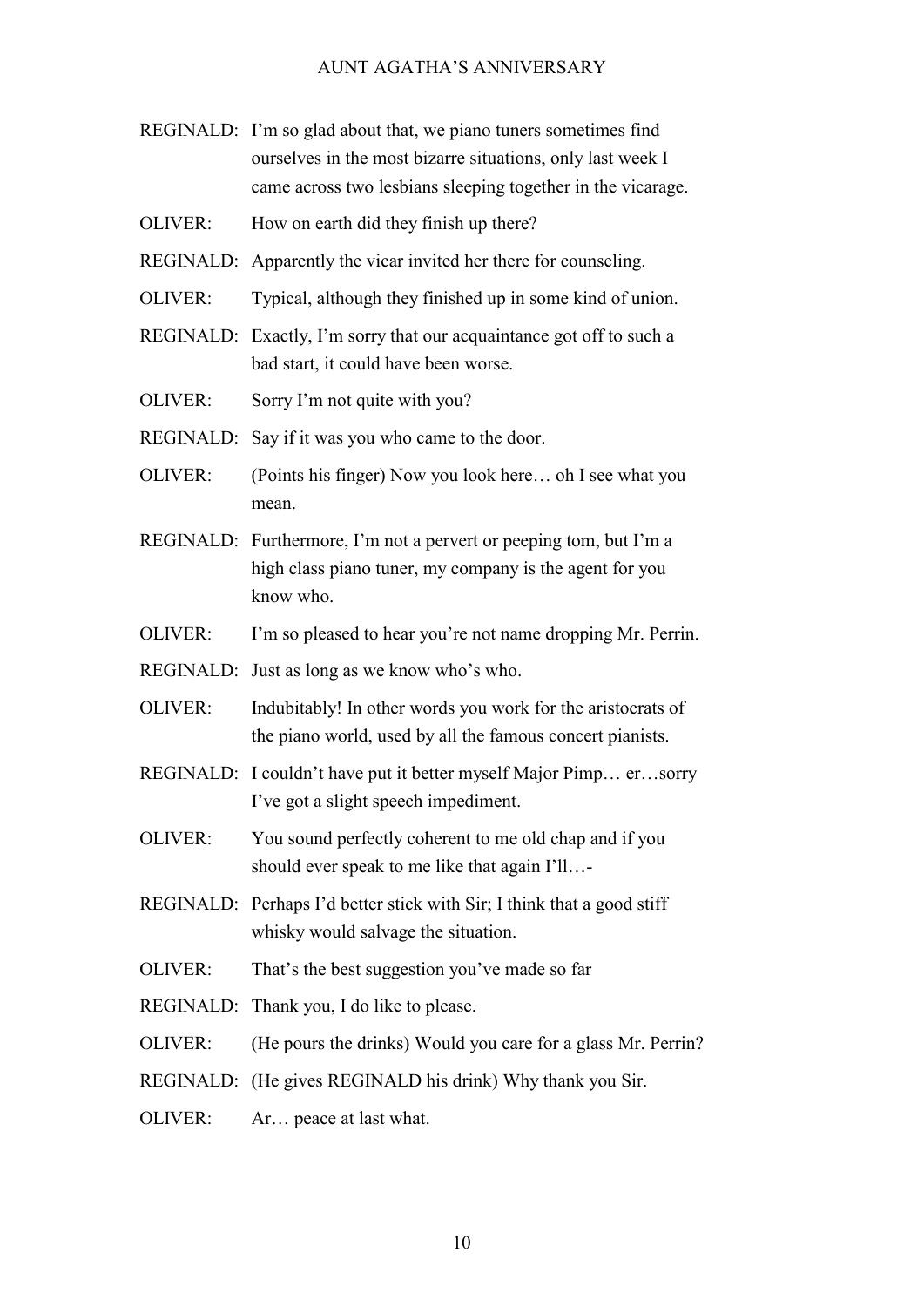REGINALD: I'm so glad about that, we piano tuners sometimes find ourselves in the most bizarre situations, only last week I came across two lesbians sleeping together in the vicarage.

OLIVER: How on earth did they finish up there?

REGINALD: Apparently the vicar invited her there for counseling.

OLIVER: Typical, although they finished up in some kind of union.

REGINALD: Exactly, I'm sorry that our acquaintance got off to such a bad start, it could have been worse.

OLIVER: Sorry I'm not quite with you?

REGINALD: Say if it was you who came to the door.

OLIVER: (Points his finger) Now you look here… oh I see what you mean.

REGINALD: Furthermore, I'm not a pervert or peeping tom, but I'm a high class piano tuner, my company is the agent for you know who.

OLIVER: I'm so pleased to hear you're not name dropping Mr. Perrin.

REGINALD: Just as long as we know who's who.

OLIVER: Indubitably! In other words you work for the aristocrats of the piano world, used by all the famous concert pianists.

REGINALD: I couldn't have put it better myself Major Pimp… er…sorry I've got a slight speech impediment.

OLIVER: You sound perfectly coherent to me old chap and if you should ever speak to me like that again I'll…-

REGINALD: Perhaps I'd better stick with Sir; I think that a good stiff whisky would salvage the situation.

OLIVER: That's the best suggestion you've made so far

REGINALD: Thank you, I do like to please.

OLIVER: (He pours the drinks) Would you care for a glass Mr. Perrin?

REGINALD: (He gives REGINALD his drink) Why thank you Sir.

OLIVER: Ar… peace at last what.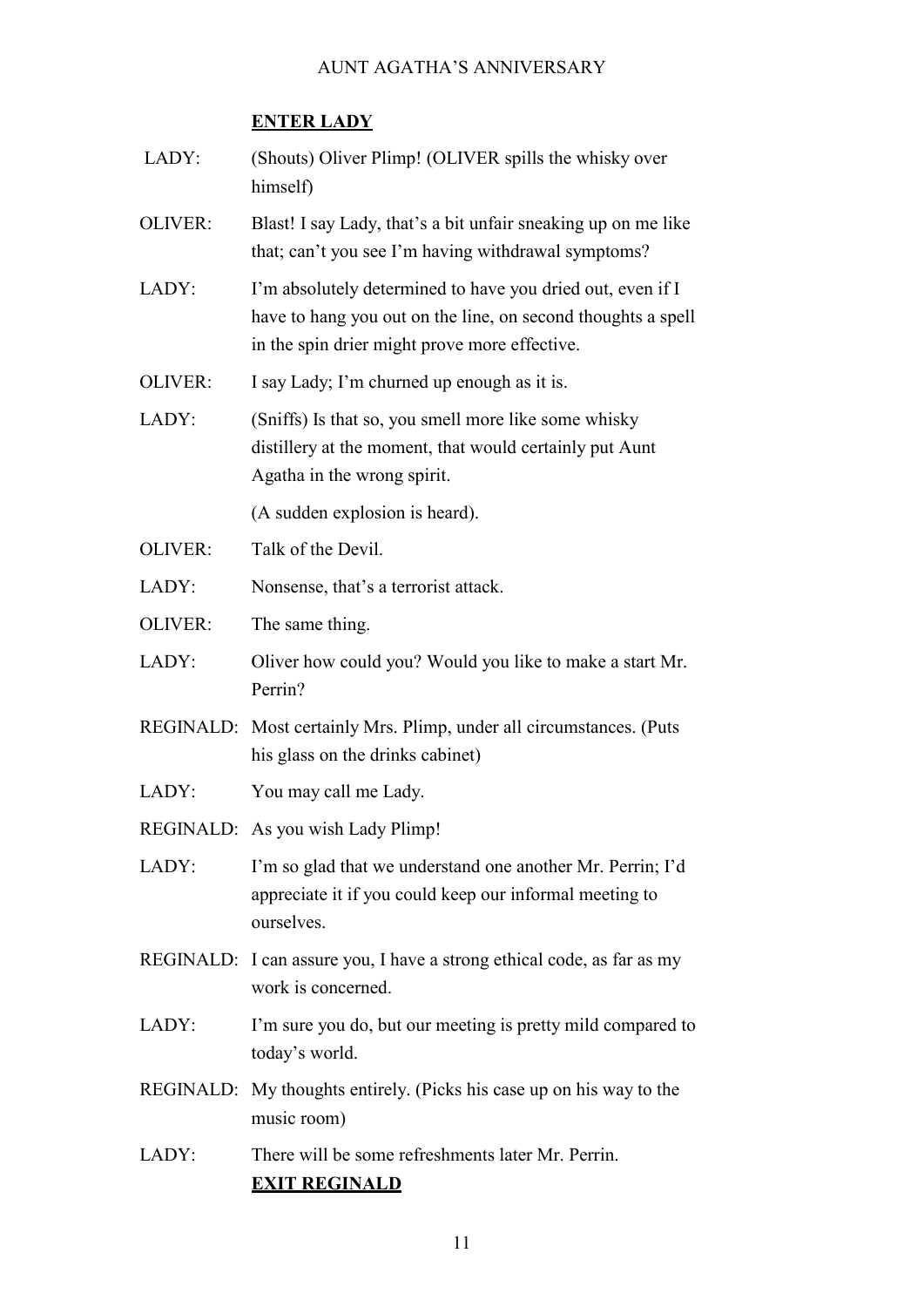**ENTER LADY**

LADY: (Shouts) Oliver Plimp! (OLIVER spills the whisky over himself)

OLIVER: Blast! I say Lady, that's a bit unfair sneaking up on me like that; can't you see I'm having withdrawal symptoms?

LADY: I'm absolutely determined to have you dried out, even if I have to hang you out on the line, on second thoughts a spell in the spin drier might prove more effective.

OLIVER: I say Lady; I'm churned up enough as it is.

LADY: (Sniffs) Is that so, you smell more like some whisky distillery at the moment, that would certainly put Aunt Agatha in the wrong spirit.

(A sudden explosion is heard).

OLIVER: Talk of the Devil.

LADY: Nonsense, that's a terrorist attack.

OLIVER: The same thing.

LADY: Oliver how could you? Would you like to make a start Mr. Perrin?

REGINALD: Most certainly Mrs. Plimp, under all circumstances. (Puts his glass on the drinks cabinet)

LADY: You may call me Lady.

REGINALD: As you wish Lady Plimp!

LADY: I'm so glad that we understand one another Mr. Perrin; I'd appreciate it if you could keep our informal meeting to ourselves.

REGINALD: I can assure you, I have a strong ethical code, as far as my work is concerned.

LADY: I'm sure you do, but our meeting is pretty mild compared to today's world.

REGINALD: My thoughts entirely. (Picks his case up on his way to the music room)

LADY: There will be some refreshments later Mr. Perrin.

**EXIT REGINALD**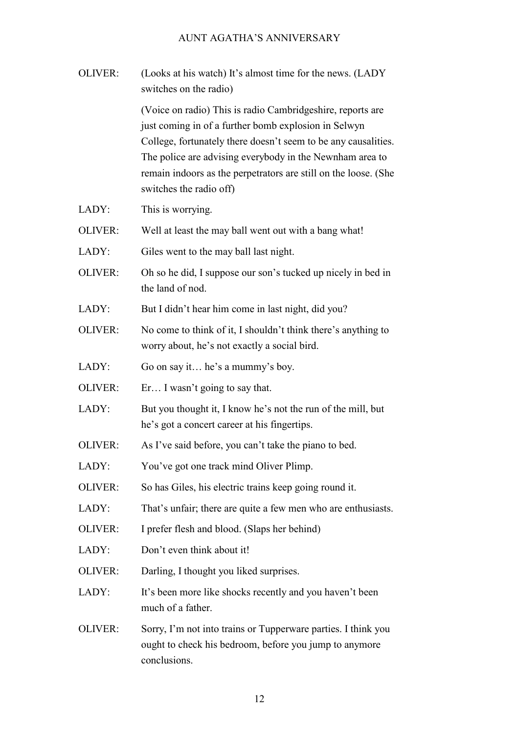OLIVER: (Looks at his watch) It's almost time for the news. (LADY switches on the radio)

(Voice on radio) This is radio Cambridgeshire, reports are just coming in of a further bomb explosion in Selwyn College, fortunately there doesn't seem to be any causalities. The police are advising everybody in the Newnham area to remain indoors as the perpetrators are still on the loose. (She switches the radio off)

LADY: This is worrying.

OLIVER: Well at least the may ball went out with a bang what!

LADY: Giles went to the may ball last night.

OLIVER: Oh so he did, I suppose our son's tucked up nicely in bed in the land of nod.

LADY: But I didn't hear him come in last night, did you?

OLIVER: No come to think of it, I shouldn't think there's anything to worry about, he's not exactly a social bird.

LADY: Go on say it… he's a mummy's boy.

OLIVER: Er… I wasn't going to say that.

LADY: But you thought it, I know he's not the run of the mill, but he's got a concert career at his fingertips.

OLIVER: As I've said before, you can't take the piano to bed.

LADY: You've got one track mind Oliver Plimp.

OLIVER: So has Giles, his electric trains keep going round it.

LADY: That's unfair; there are quite a few men who are enthusiasts.

OLIVER: I prefer flesh and blood. (Slaps her behind)

LADY: Don't even think about it!

OLIVER: Darling, I thought you liked surprises.

LADY: It's been more like shocks recently and you haven't been much of a father.

OLIVER: Sorry, I'm not into trains or Tupperware parties. I think you ought to check his bedroom, before you jump to anymore conclusions.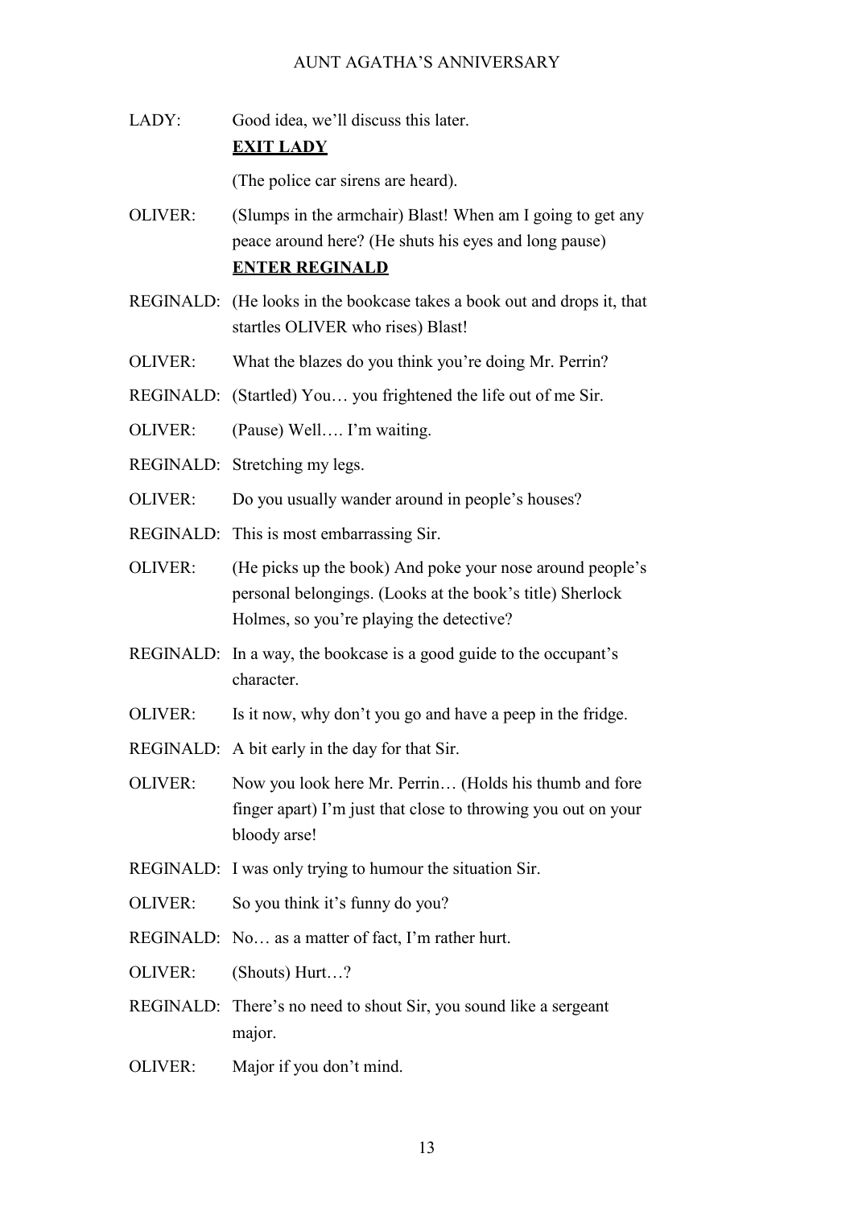LADY: Good idea, we'll discuss this later.

**EXIT LADY**

(The police car sirens are heard).

OLIVER: (Slumps in the armchair) Blast! When am I going to get any peace around here? (He shuts his eyes and long pause)

**ENTER REGINALD**

REGINALD: (He looks in the bookcase takes a book out and drops it, that startles OLIVER who rises) Blast!

OLIVER: What the blazes do you think you're doing Mr. Perrin?

REGINALD: (Startled) You… you frightened the life out of me Sir.

OLIVER: (Pause) Well…. I'm waiting.

REGINALD: Stretching my legs.

OLIVER: Do you usually wander around in people's houses?

REGINALD: This is most embarrassing Sir.

OLIVER: (He picks up the book) And poke your nose around people's personal belongings. (Looks at the book's title) Sherlock Holmes, so you're playing the detective?

REGINALD: In a way, the bookcase is a good guide to the occupant's character.

OLIVER: Is it now, why don't you go and have a peep in the fridge.

REGINALD: A bit early in the day for that Sir.

OLIVER: Now you look here Mr. Perrin… (Holds his thumb and fore finger apart) I'm just that close to throwing you out on your bloody arse!

REGINALD: I was only trying to humour the situation Sir.

OLIVER: So you think it's funny do you?

REGINALD: No… as a matter of fact, I'm rather hurt.

OLIVER: (Shouts) Hurt…?

REGINALD: There's no need to shout Sir, you sound like a sergeant major.

OLIVER: Major if you don't mind.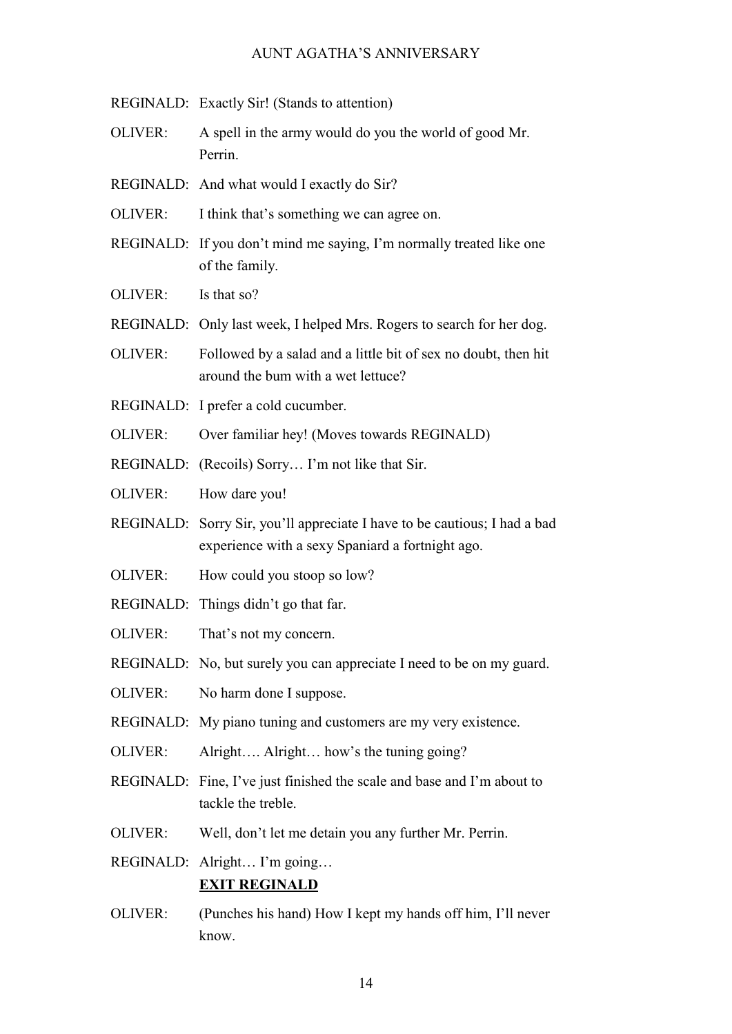REGINALD: Exactly Sir! (Stands to attention)

OLIVER: A spell in the army would do you the world of good Mr. Perrin.

REGINALD: And what would I exactly do Sir?

OLIVER: I think that's something we can agree on.

REGINALD: If you don't mind me saying, I'm normally treated like one of the family.

OLIVER: Is that so?

REGINALD: Only last week, I helped Mrs. Rogers to search for her dog.

OLIVER: Followed by a salad and a little bit of sex no doubt, then hit around the bum with a wet lettuce?

REGINALD: I prefer a cold cucumber.

OLIVER: Over familiar hey! (Moves towards REGINALD)

REGINALD: (Recoils) Sorry… I'm not like that Sir.

OLIVER: How dare you!

REGINALD: Sorry Sir, you'll appreciate I have to be cautious; I had a bad experience with a sexy Spaniard a fortnight ago.

OLIVER: How could you stoop so low?

REGINALD: Things didn't go that far.

OLIVER: That's not my concern.

REGINALD: No, but surely you can appreciate I need to be on my guard.

OLIVER: No harm done I suppose.

REGINALD: My piano tuning and customers are my very existence.

OLIVER: Alright…. Alright… how's the tuning going?

REGINALD: Fine, I've just finished the scale and base and I'm about to tackle the treble.

OLIVER: Well, don't let me detain you any further Mr. Perrin.

REGINALD: Alright… I'm going…

**EXIT REGINALD**

OLIVER: (Punches his hand) How I kept my hands off him, I'll never know.